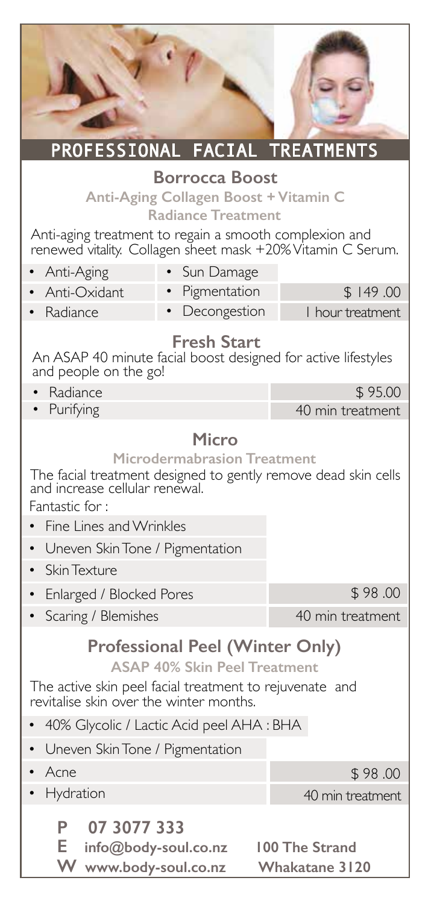# PROFESSIONAL FACIAL TREATMENTS

## Borrocca Boost

**Anti-Aging Collagen Boost + Vitamin C Radiance Treatment**

Anti-aging treatment to regain a smooth complexion and renewed vitality. Collagen sheet mask +20% Vitamin C Serum.

- Anti-Aging
- Anti-Oxidant
- Radiance
- Sun Damage
- Pigmentation
- Decongestion

$ 149 .00
1 hour treatment

## Fresh Start

An ASAP 40 minute facial boost designed for active lifestyles and people on the go!

- Radiance
- Purifying

$ 95.00
40 min treatment

## Micro

**Microdermabrasion Treatment**

The facial treatment designed to gently remove dead skin cells and increase cellular renewal.

Fantastic for :

- Fine Lines and Wrinkles
- Uneven Skin Tone / Pigmentation
- Skin Texture
- Enlarged / Blocked Pores
- Scaring / Blemishes

$ 98 .00
40 min treatment

## Professional Peel (Winter Only)

**ASAP 40% Skin Peel Treatment**

The active skin peel facial treatment to rejuvenate and revitalise skin over the winter months.

- 40% Glycolic / Lactic Acid peel AHA : BHA
- Uneven Skin Tone / Pigmentation
- Acne
- Hydration

$ 98 .00
40 min treatment

**P** 07 3077 333
**E** info@body-soul.co.nz
**W** www.body-soul.co.nz

**100 The Strand**
**Whakatane 3120**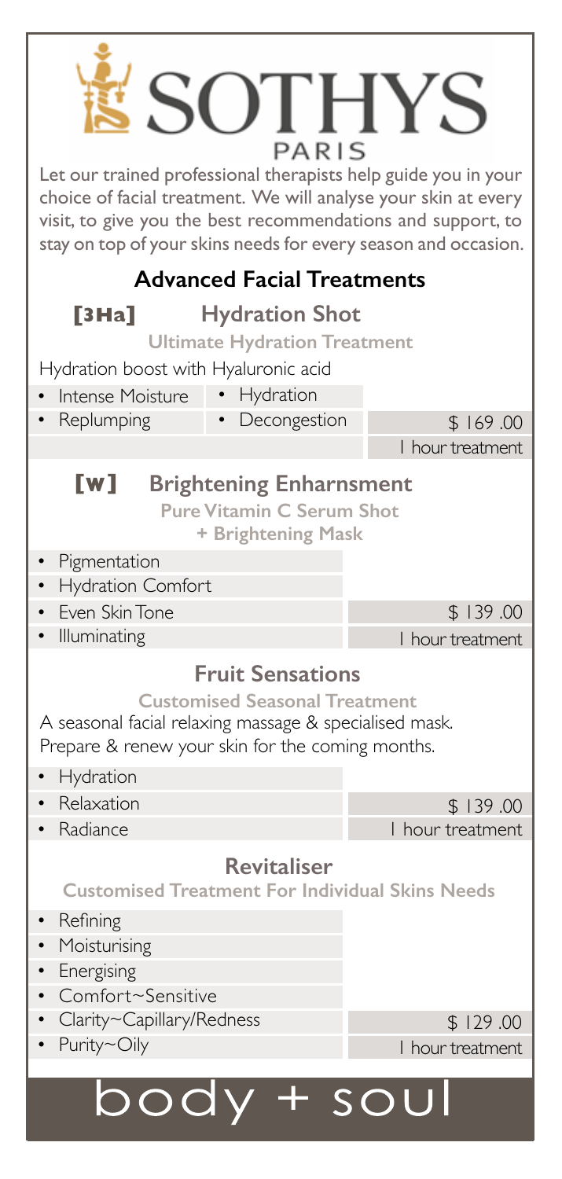# SOTHYS
PARIS

Let our trained professional therapists help guide you in your choice of facial treatment. We will analyse your skin at every visit, to give you the best recommendations and support, to stay on top of your skins needs for every season and occasion.

## Advanced Facial Treatments

### [3Ha] Hydration Shot

**Ultimate Hydration Treatment**

Hydration boost with Hyaluronic acid

- Intense Moisture
- Hydration
- Replumping
- Decongestion

$ 169 .00
1 hour treatment

### [W] Brightening Enharnsment

**Pure Vitamin C Serum Shot + Brightening Mask**

- Pigmentation
- Hydration Comfort
- Even Skin Tone
- Illuminating

$ 139 .00
1 hour treatment

### Fruit Sensations

**Customised Seasonal Treatment**

A seasonal facial relaxing massage & specialised mask.
Prepare & renew your skin for the coming months.

- Hydration
- Relaxation
- Radiance

$ 139 .00
1 hour treatment

### Revitaliser

**Customised Treatment For Individual Skins Needs**

- Refining
- Moisturising
- Energising
- Comfort~Sensitive
- Clarity~Capillary/Redness
- Purity~Oily

$ 129 .00
1 hour treatment

body + soul